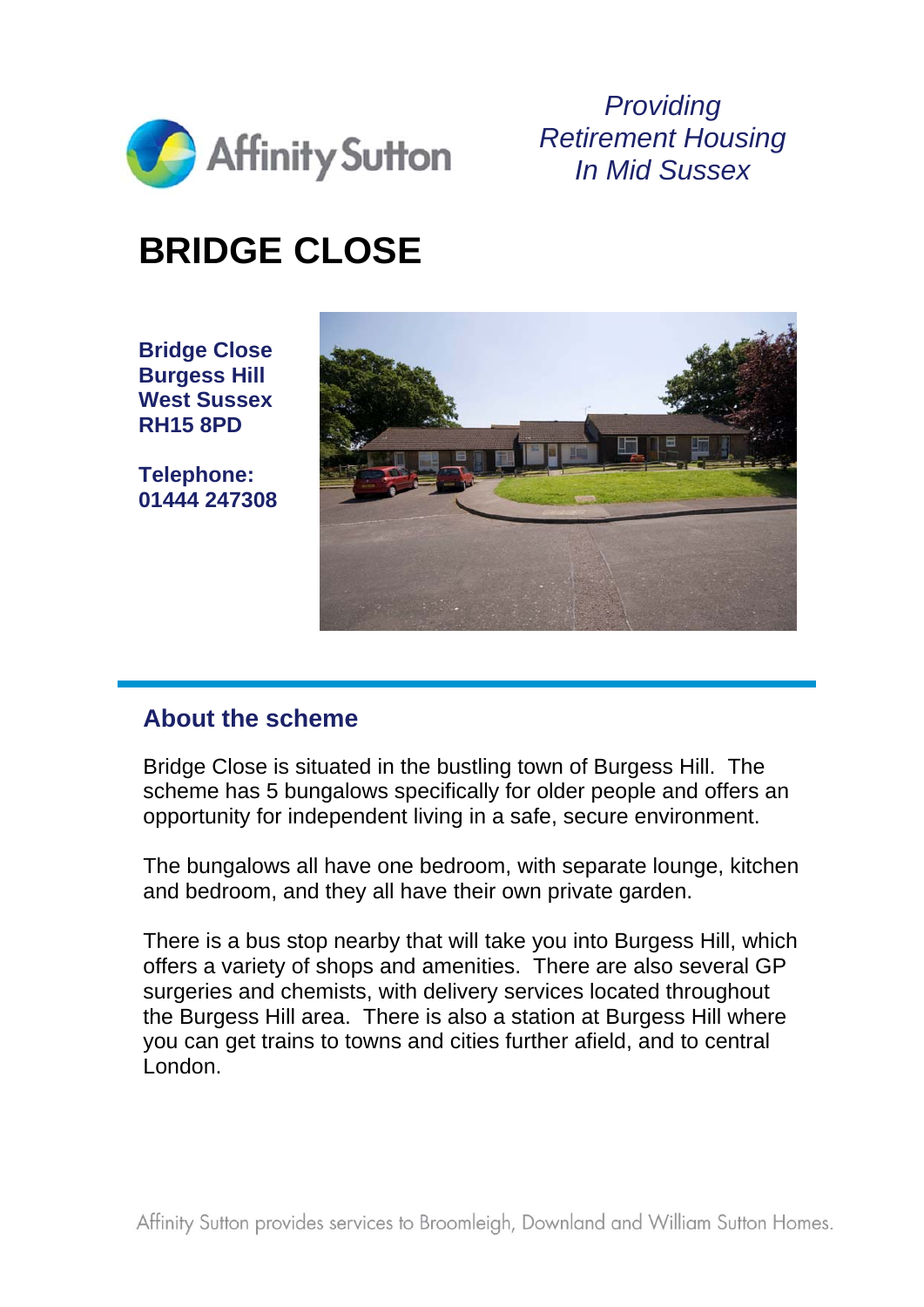Affinity Sutton

*Providing Retirement Housing In Mid Sussex*

# BRIDGE CLOSE

**Bridge Close**
**Burgess Hill**
**West Sussex**
**RH15 8PD**

**Telephone:**
**01444 247308**

## About the scheme

Bridge Close is situated in the bustling town of Burgess Hill. The scheme has 5 bungalows specifically for older people and offers an opportunity for independent living in a safe, secure environment.

The bungalows all have one bedroom, with separate lounge, kitchen and bedroom, and they all have their own private garden.

There is a bus stop nearby that will take you into Burgess Hill, which offers a variety of shops and amenities. There are also several GP surgeries and chemists, with delivery services located throughout the Burgess Hill area. There is also a station at Burgess Hill where you can get trains to towns and cities further afield, and to central London.

Affinity Sutton provides services to Broomleigh, Downland and William Sutton Homes.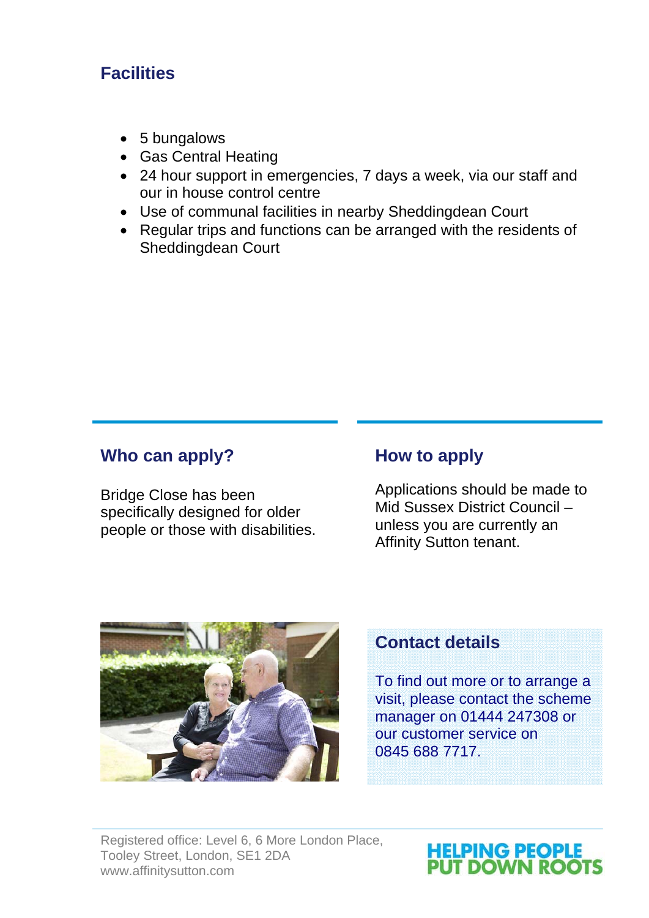## Facilities

- 5 bungalows
- Gas Central Heating
- 24 hour support in emergencies, 7 days a week, via our staff and our in house control centre
- Use of communal facilities in nearby Sheddingdean Court
- Regular trips and functions can be arranged with the residents of Sheddingdean Court

## Who can apply?

Bridge Close has been specifically designed for older people or those with disabilities.

## How to apply

Applications should be made to Mid Sussex District Council – unless you are currently an Affinity Sutton tenant.

## Contact details

To find out more or to arrange a visit, please contact the scheme manager on 01444 247308 or our customer service on 0845 688 7717.

Registered office: Level 6, 6 More London Place, Tooley Street, London, SE1 2DA
www.affinitysutton.com

HELPING PEOPLE PUT DOWN ROOTS